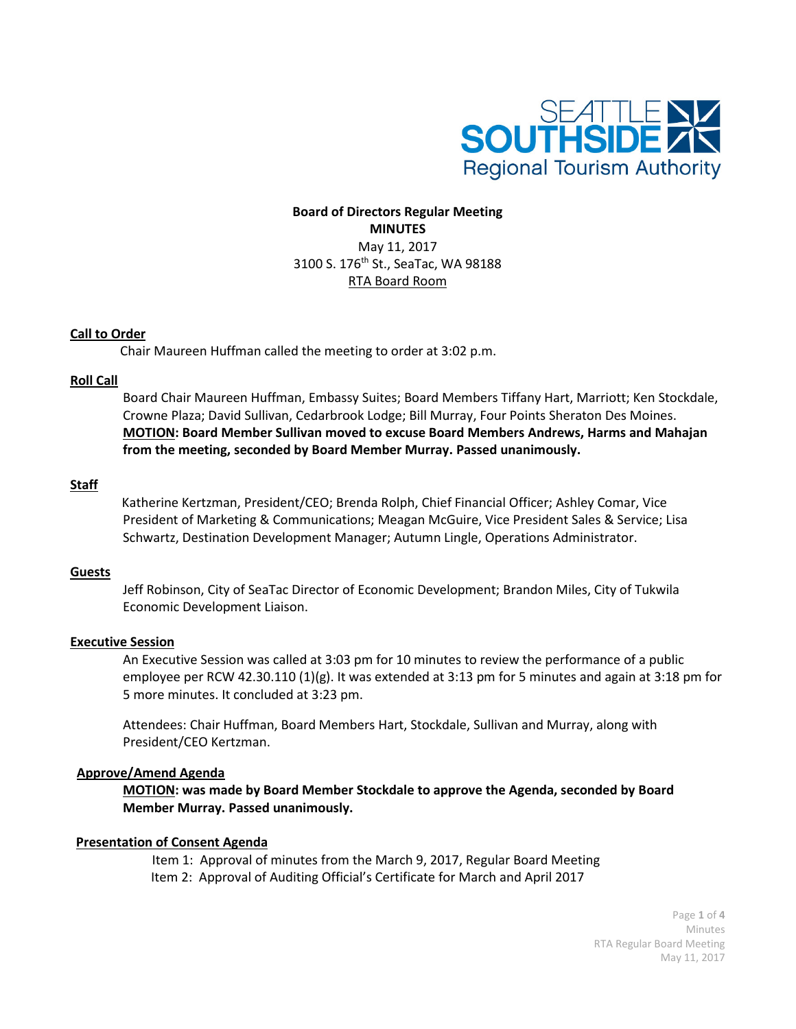**Board of Directors Regular Meeting**
**MINUTES**
May 11, 2017
3100 S. 176th St., SeaTac, WA 98188
RTA Board Room

**Call to Order**

Chair Maureen Huffman called the meeting to order at 3:02 p.m.

**Roll Call**

Board Chair Maureen Huffman, Embassy Suites; Board Members Tiffany Hart, Marriott; Ken Stockdale, Crowne Plaza; David Sullivan, Cedarbrook Lodge; Bill Murray, Four Points Sheraton Des Moines.
**MOTION: Board Member Sullivan moved to excuse Board Members Andrews, Harms and Mahajan from the meeting, seconded by Board Member Murray. Passed unanimously.**

**Staff**

Katherine Kertzman, President/CEO; Brenda Rolph, Chief Financial Officer; Ashley Comar, Vice President of Marketing & Communications; Meagan McGuire, Vice President Sales & Service; Lisa Schwartz, Destination Development Manager; Autumn Lingle, Operations Administrator.

**Guests**

Jeff Robinson, City of SeaTac Director of Economic Development; Brandon Miles, City of Tukwila Economic Development Liaison.

**Executive Session**

An Executive Session was called at 3:03 pm for 10 minutes to review the performance of a public employee per RCW 42.30.110 (1)(g). It was extended at 3:13 pm for 5 minutes and again at 3:18 pm for 5 more minutes. It concluded at 3:23 pm.

Attendees: Chair Huffman, Board Members Hart, Stockdale, Sullivan and Murray, along with President/CEO Kertzman.

**Approve/Amend Agenda**

**MOTION: was made by Board Member Stockdale to approve the Agenda, seconded by Board Member Murray. Passed unanimously.**

**Presentation of Consent Agenda**

Item 1: Approval of minutes from the March 9, 2017, Regular Board Meeting
Item 2: Approval of Auditing Official's Certificate for March and April 2017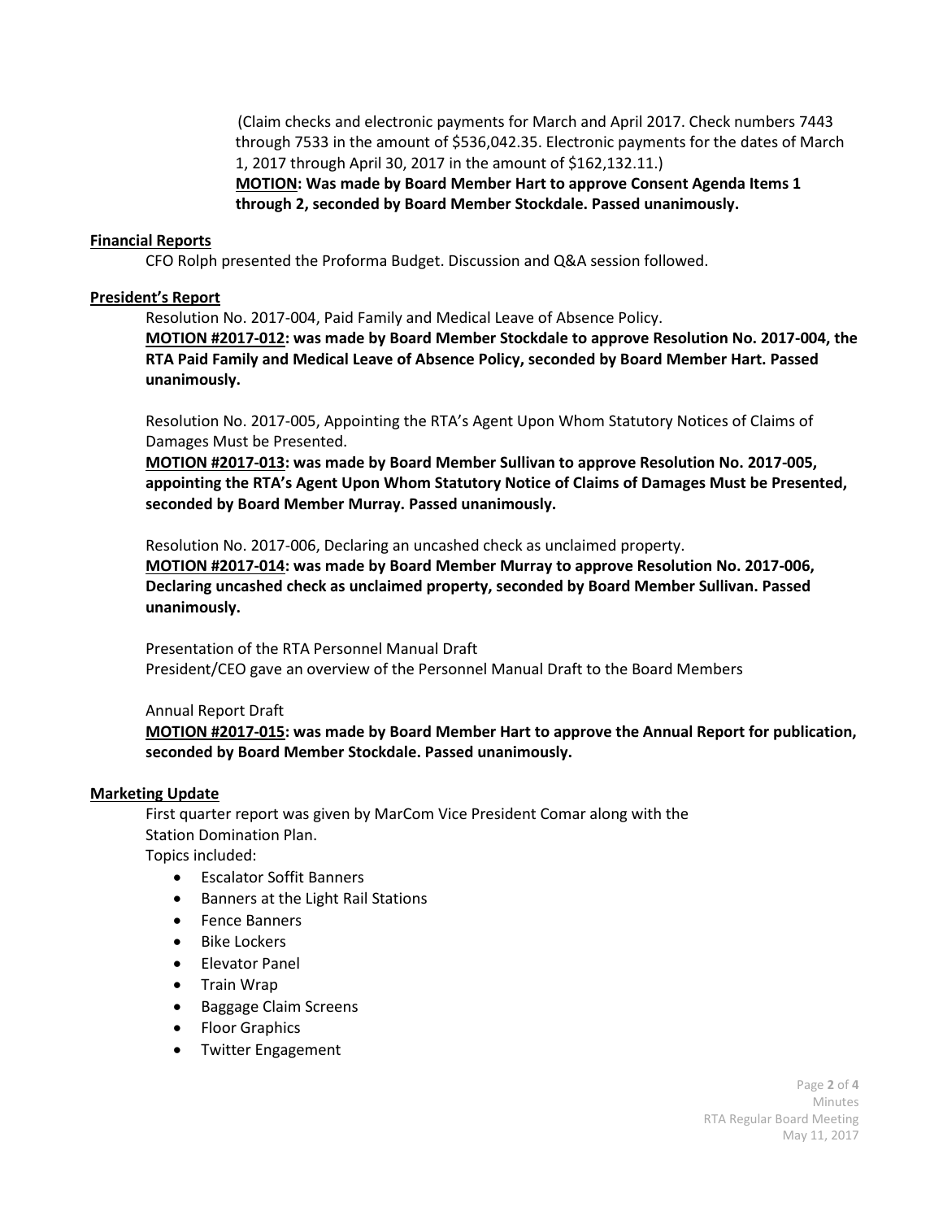(Claim checks and electronic payments for March and April 2017. Check numbers 7443 through 7533 in the amount of $536,042.35. Electronic payments for the dates of March 1, 2017 through April 30, 2017 in the amount of $162,132.11.)
**MOTION: Was made by Board Member Hart to approve Consent Agenda Items 1 through 2, seconded by Board Member Stockdale. Passed unanimously.**

**Financial Reports**

CFO Rolph presented the Proforma Budget. Discussion and Q&A session followed.

**President's Report**

Resolution No. 2017-004, Paid Family and Medical Leave of Absence Policy.
**MOTION #2017-012: was made by Board Member Stockdale to approve Resolution No. 2017-004, the RTA Paid Family and Medical Leave of Absence Policy, seconded by Board Member Hart. Passed unanimously.**

Resolution No. 2017-005, Appointing the RTA's Agent Upon Whom Statutory Notices of Claims of Damages Must be Presented.
**MOTION #2017-013: was made by Board Member Sullivan to approve Resolution No. 2017-005, appointing the RTA's Agent Upon Whom Statutory Notice of Claims of Damages Must be Presented, seconded by Board Member Murray. Passed unanimously.**

Resolution No. 2017-006, Declaring an uncashed check as unclaimed property.
**MOTION #2017-014: was made by Board Member Murray to approve Resolution No. 2017-006, Declaring uncashed check as unclaimed property, seconded by Board Member Sullivan. Passed unanimously.**

Presentation of the RTA Personnel Manual Draft
President/CEO gave an overview of the Personnel Manual Draft to the Board Members

Annual Report Draft
**MOTION #2017-015: was made by Board Member Hart to approve the Annual Report for publication, seconded by Board Member Stockdale. Passed unanimously.**

**Marketing Update**

First quarter report was given by MarCom Vice President Comar along with the Station Domination Plan.
Topics included:

- Escalator Soffit Banners
- Banners at the Light Rail Stations
- Fence Banners
- Bike Lockers
- Elevator Panel
- Train Wrap
- Baggage Claim Screens
- Floor Graphics
- Twitter Engagement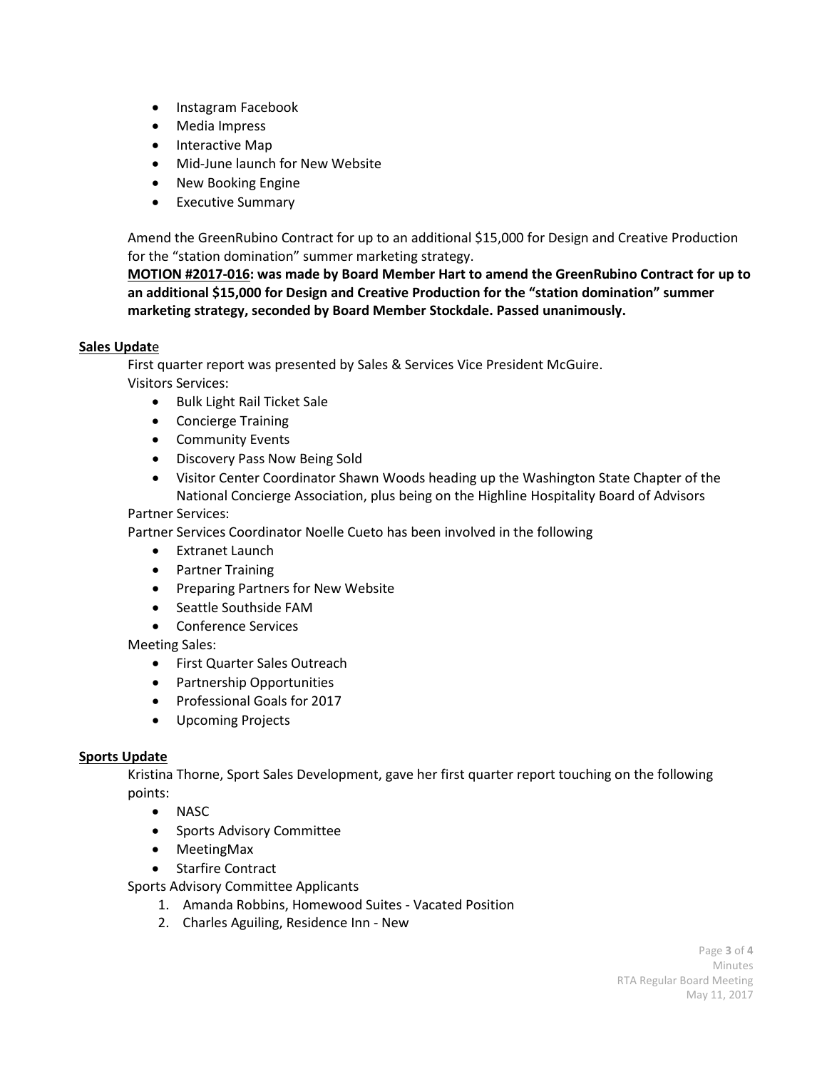- Instagram Facebook
- Media Impress
- Interactive Map
- Mid-June launch for New Website
- New Booking Engine
- Executive Summary

Amend the GreenRubino Contract for up to an additional $15,000 for Design and Creative Production for the "station domination" summer marketing strategy.

**<u>MOTION #2017-016</u>: was made by Board Member Hart to amend the GreenRubino Contract for up to an additional $15,000 for Design and Creative Production for the "station domination" summer marketing strategy, seconded by Board Member Stockdale. Passed unanimously.**

**<u>Sales Update</u>**

First quarter report was presented by Sales & Services Vice President McGuire.

Visitors Services:

- Bulk Light Rail Ticket Sale
- Concierge Training
- Community Events
- Discovery Pass Now Being Sold
- Visitor Center Coordinator Shawn Woods heading up the Washington State Chapter of the National Concierge Association, plus being on the Highline Hospitality Board of Advisors

Partner Services:

Partner Services Coordinator Noelle Cueto has been involved in the following

- Extranet Launch
- Partner Training
- Preparing Partners for New Website
- Seattle Southside FAM
- Conference Services

Meeting Sales:

- First Quarter Sales Outreach
- Partnership Opportunities
- Professional Goals for 2017
- Upcoming Projects

**<u>Sports Update</u>**

Kristina Thorne, Sport Sales Development, gave her first quarter report touching on the following points:

- NASC
- Sports Advisory Committee
- MeetingMax
- Starfire Contract

Sports Advisory Committee Applicants

1. Amanda Robbins, Homewood Suites - Vacated Position
2. Charles Aguiling, Residence Inn - New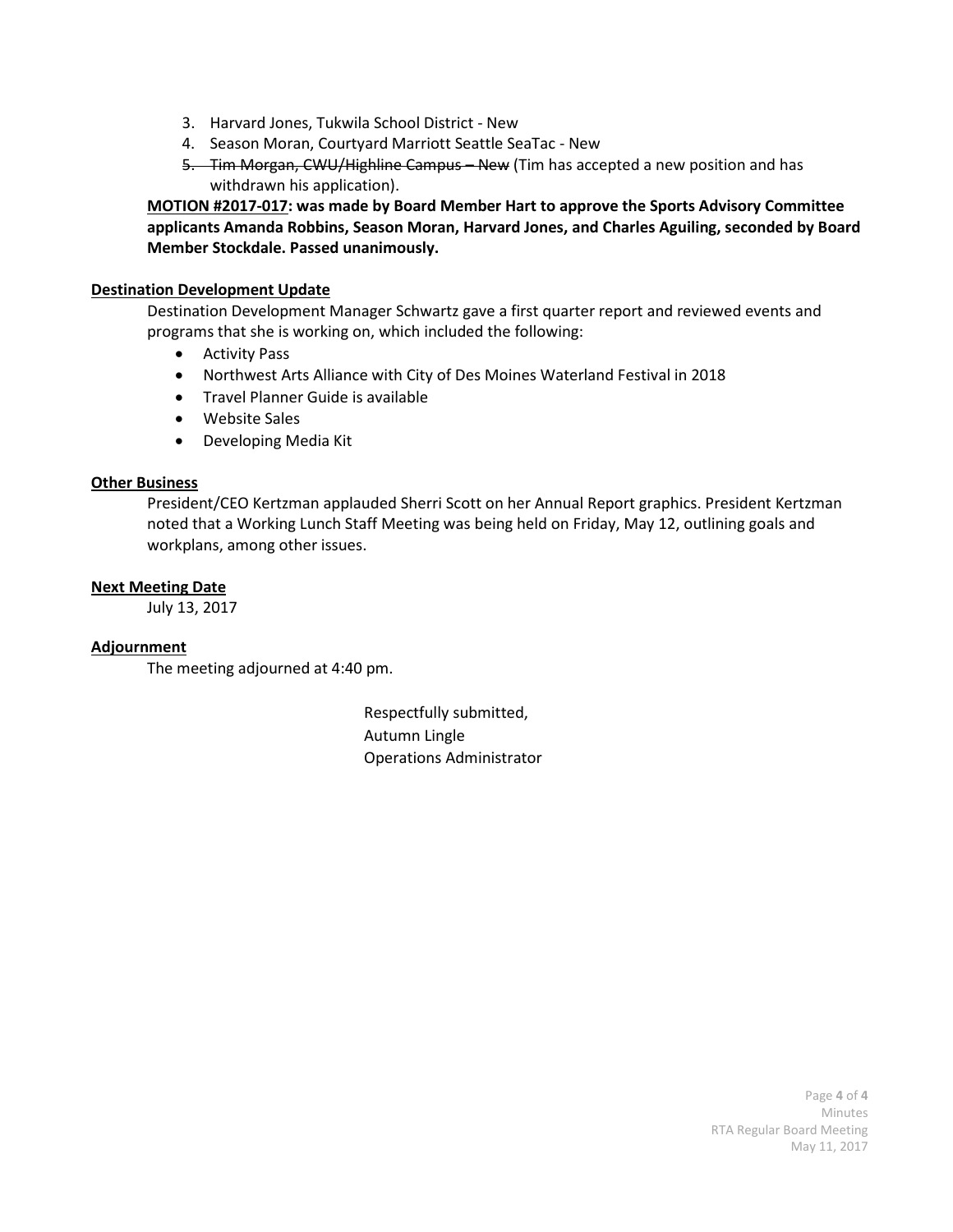3. Harvard Jones, Tukwila School District - New
4. Season Moran, Courtyard Marriott Seattle SeaTac - New
5. ~~Tim Morgan, CWU/Highline Campus – New~~ (Tim has accepted a new position and has withdrawn his application).

**<u>MOTION #2017-017</u>: was made by Board Member Hart to approve the Sports Advisory Committee applicants Amanda Robbins, Season Moran, Harvard Jones, and Charles Aguiling, seconded by Board Member Stockdale. Passed unanimously.**

**<u>Destination Development Update</u>**

Destination Development Manager Schwartz gave a first quarter report and reviewed events and programs that she is working on, which included the following:

- Activity Pass
- Northwest Arts Alliance with City of Des Moines Waterland Festival in 2018
- Travel Planner Guide is available
- Website Sales
- Developing Media Kit

**<u>Other Business</u>**

President/CEO Kertzman applauded Sherri Scott on her Annual Report graphics. President Kertzman noted that a Working Lunch Staff Meeting was being held on Friday, May 12, outlining goals and workplans, among other issues.

**<u>Next Meeting Date</u>**

July 13, 2017

**<u>Adjournment</u>**

The meeting adjourned at 4:40 pm.

Respectfully submitted,
Autumn Lingle
Operations Administrator